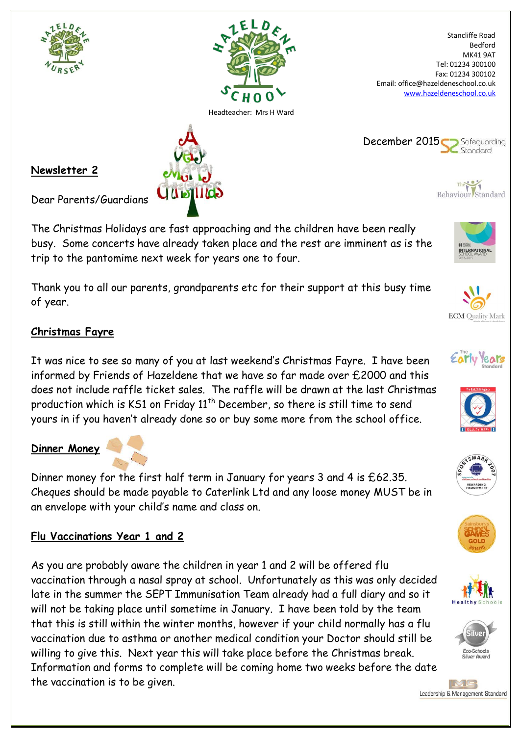Stancliffe Road
Bedford
MK41 9AT
Tel: 01234 300100
Fax: 01234 300102
Email: office@hazeldeneschool.co.uk
www.hazeldeneschool.co.uk

Headteacher: Mrs H Ward

December 2015

## Newsletter 2

Dear Parents/Guardians

The Christmas Holidays are fast approaching and the children have been really busy. Some concerts have already taken place and the rest are imminent as is the trip to the pantomime next week for years one to four.

Thank you to all our parents, grandparents etc for their support at this busy time of year.

## Christmas Fayre

It was nice to see so many of you at last weekend's Christmas Fayre. I have been informed by Friends of Hazeldene that we have so far made over £2000 and this does not include raffle ticket sales. The raffle will be drawn at the last Christmas production which is KS1 on Friday 11th December, so there is still time to send yours in if you haven't already done so or buy some more from the school office.

## Dinner Money

Dinner money for the first half term in January for years 3 and 4 is £62.35. Cheques should be made payable to Caterlink Ltd and any loose money MUST be in an envelope with your child's name and class on.

## Flu Vaccinations Year 1 and 2

As you are probably aware the children in year 1 and 2 will be offered flu vaccination through a nasal spray at school. Unfortunately as this was only decided late in the summer the SEPT Immunisation Team already had a full diary and so it will not be taking place until sometime in January. I have been told by the team that this is still within the winter months, however if your child normally has a flu vaccination due to asthma or another medical condition your Doctor should still be willing to give this. Next year this will take place before the Christmas break. Information and forms to complete will be coming home two weeks before the date the vaccination is to be given.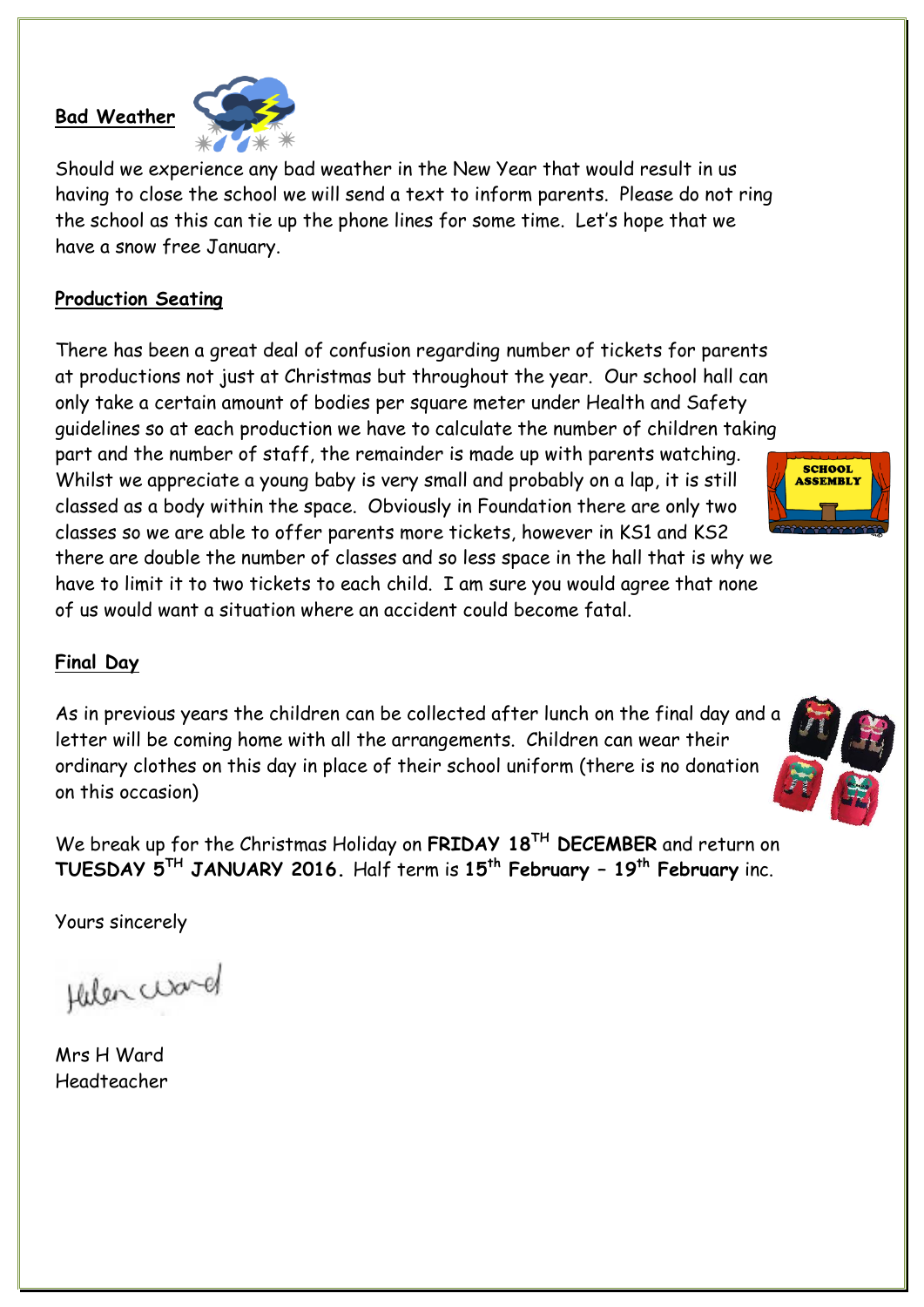**Bad Weather**

Should we experience any bad weather in the New Year that would result in us having to close the school we will send a text to inform parents. Please do not ring the school as this can tie up the phone lines for some time. Let's hope that we have a snow free January.

**Production Seating**

There has been a great deal of confusion regarding number of tickets for parents at productions not just at Christmas but throughout the year. Our school hall can only take a certain amount of bodies per square meter under Health and Safety guidelines so at each production we have to calculate the number of children taking part and the number of staff, the remainder is made up with parents watching. Whilst we appreciate a young baby is very small and probably on a lap, it is still classed as a body within the space. Obviously in Foundation there are only two classes so we are able to offer parents more tickets, however in KS1 and KS2 there are double the number of classes and so less space in the hall that is why we have to limit it to two tickets to each child. I am sure you would agree that none of us would want a situation where an accident could become fatal.

**Final Day**

As in previous years the children can be collected after lunch on the final day and a letter will be coming home with all the arrangements. Children can wear their ordinary clothes on this day in place of their school uniform (there is no donation on this occasion)

We break up for the Christmas Holiday on **FRIDAY 18TH DECEMBER** and return on **TUESDAY 5TH JANUARY 2016.** Half term is **15th February – 19th February** inc.

Yours sincerely

Helen Ward

Mrs H Ward
Headteacher